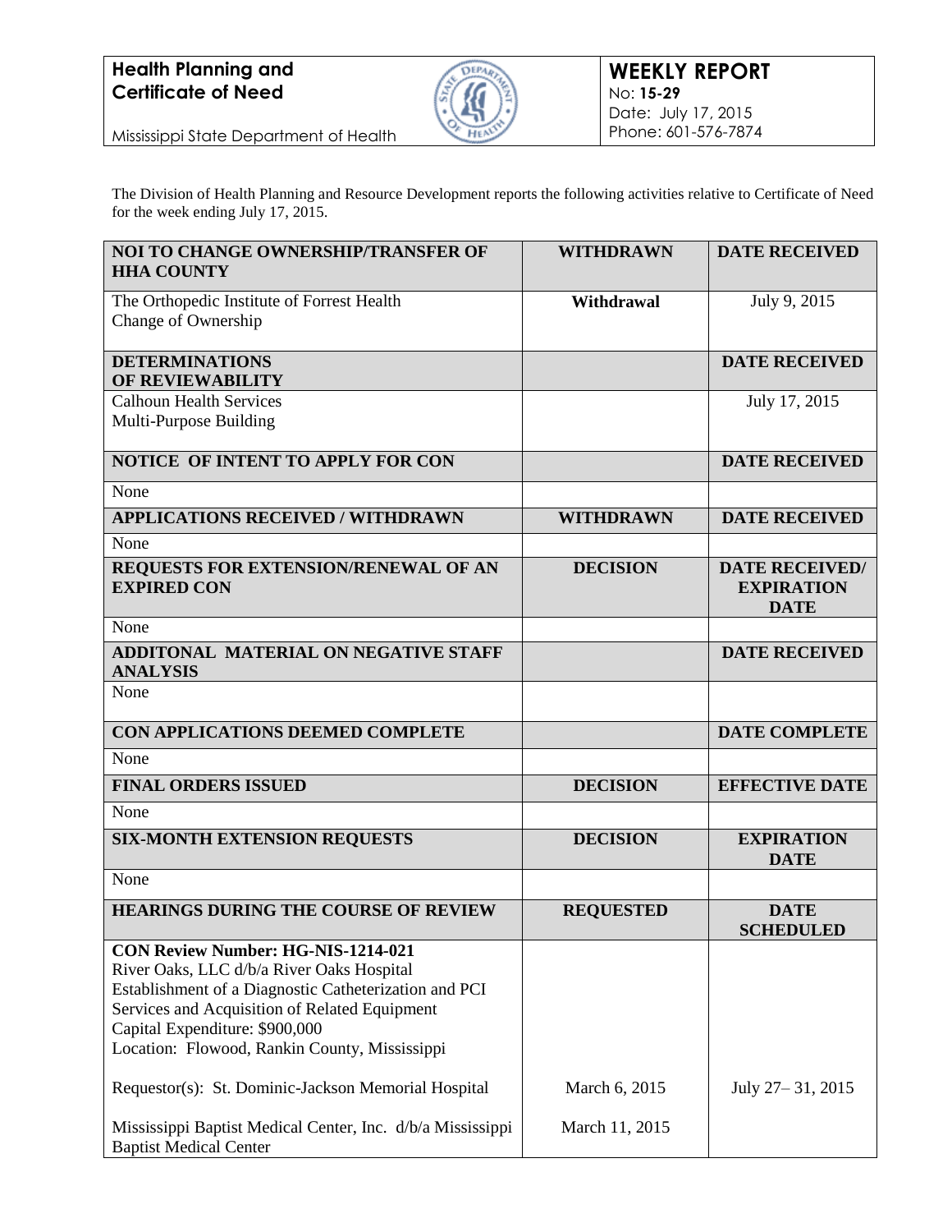**Health Planning and Certificate of Need**

Mississippi State Department of Health

# WEEKLY REPORT

No: **15-29**
Date: July 17, 2015
Phone: 601-576-7874

The Division of Health Planning and Resource Development reports the following activities relative to Certificate of Need for the week ending July 17, 2015.

| NOI TO CHANGE OWNERSHIP/TRANSFER OF HHA COUNTY | WITHDRAWN | DATE RECEIVED |
|---|---|---|
| The Orthopedic Institute of Forrest Health<br>Change of Ownership | **Withdrawal** | July 9, 2015 |
| **DETERMINATIONS OF REVIEWABILITY** | | **DATE RECEIVED** |
| Calhoun Health Services<br>Multi-Purpose Building | | July 17, 2015 |
| **NOTICE OF INTENT TO APPLY FOR CON** | | **DATE RECEIVED** |
| None | | |
| **APPLICATIONS RECEIVED / WITHDRAWN** | **WITHDRAWN** | **DATE RECEIVED** |
| None | | |
| **REQUESTS FOR EXTENSION/RENEWAL OF AN EXPIRED CON** | **DECISION** | **DATE RECEIVED/ EXPIRATION DATE** |
| None | | |
| **ADDITONAL MATERIAL ON NEGATIVE STAFF ANALYSIS** | | **DATE RECEIVED** |
| None | | |
| **CON APPLICATIONS DEEMED COMPLETE** | | **DATE COMPLETE** |
| None | | |
| **FINAL ORDERS ISSUED** | **DECISION** | **EFFECTIVE DATE** |
| None | | |
| **SIX-MONTH EXTENSION REQUESTS** | **DECISION** | **EXPIRATION DATE** |
| None | | |
| **HEARINGS DURING THE COURSE OF REVIEW** | **REQUESTED** | **DATE SCHEDULED** |
| **CON Review Number: HG-NIS-1214-021**<br>River Oaks, LLC d/b/a River Oaks Hospital<br>Establishment of a Diagnostic Catheterization and PCI Services and Acquisition of Related Equipment<br>Capital Expenditure: $900,000<br>Location: Flowood, Rankin County, Mississippi | | |
| Requestor(s): St. Dominic-Jackson Memorial Hospital | March 6, 2015 | July 27– 31, 2015 |
| Mississippi Baptist Medical Center, Inc. d/b/a Mississippi Baptist Medical Center | March 11, 2015 | |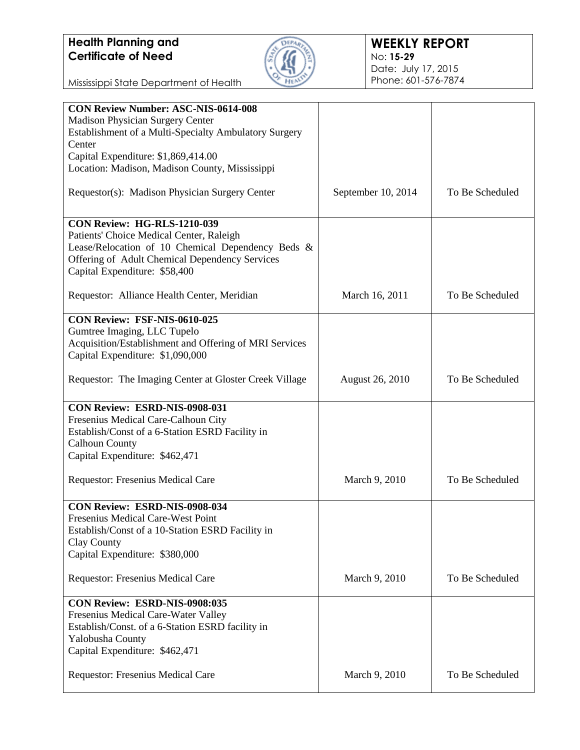**Health Planning and Certificate of Need**

Mississippi State Department of Health

**WEEKLY REPORT**
No: **15-29**
Date: July 17, 2015
Phone: 601-576-7874

| | | |
|---|---|---|
| **CON Review Number: ASC-NIS-0614-008**<br>Madison Physician Surgery Center<br>Establishment of a Multi-Specialty Ambulatory Surgery Center<br>Capital Expenditure: $1,869,414.00<br>Location: Madison, Madison County, Mississippi<br><br>Requestor(s): Madison Physician Surgery Center | September 10, 2014 | To Be Scheduled |
| **CON Review: HG-RLS-1210-039**<br>Patients' Choice Medical Center, Raleigh<br>Lease/Relocation of 10 Chemical Dependency Beds & Offering of Adult Chemical Dependency Services<br>Capital Expenditure: $58,400<br><br>Requestor: Alliance Health Center, Meridian | March 16, 2011 | To Be Scheduled |
| **CON Review: FSF-NIS-0610-025**<br>Gumtree Imaging, LLC Tupelo<br>Acquisition/Establishment and Offering of MRI Services<br>Capital Expenditure: $1,090,000<br><br>Requestor: The Imaging Center at Gloster Creek Village | August 26, 2010 | To Be Scheduled |
| **CON Review: ESRD-NIS-0908-031**<br>Fresenius Medical Care-Calhoun City<br>Establish/Const of a 6-Station ESRD Facility in Calhoun County<br>Capital Expenditure: $462,471<br><br>Requestor: Fresenius Medical Care | March 9, 2010 | To Be Scheduled |
| **CON Review: ESRD-NIS-0908-034**<br>Fresenius Medical Care-West Point<br>Establish/Const of a 10-Station ESRD Facility in Clay County<br>Capital Expenditure: $380,000<br><br>Requestor: Fresenius Medical Care | March 9, 2010 | To Be Scheduled |
| **CON Review: ESRD-NIS-0908:035**<br>Fresenius Medical Care-Water Valley<br>Establish/Const. of a 6-Station ESRD facility in Yalobusha County<br>Capital Expenditure: $462,471<br><br>Requestor: Fresenius Medical Care | March 9, 2010 | To Be Scheduled |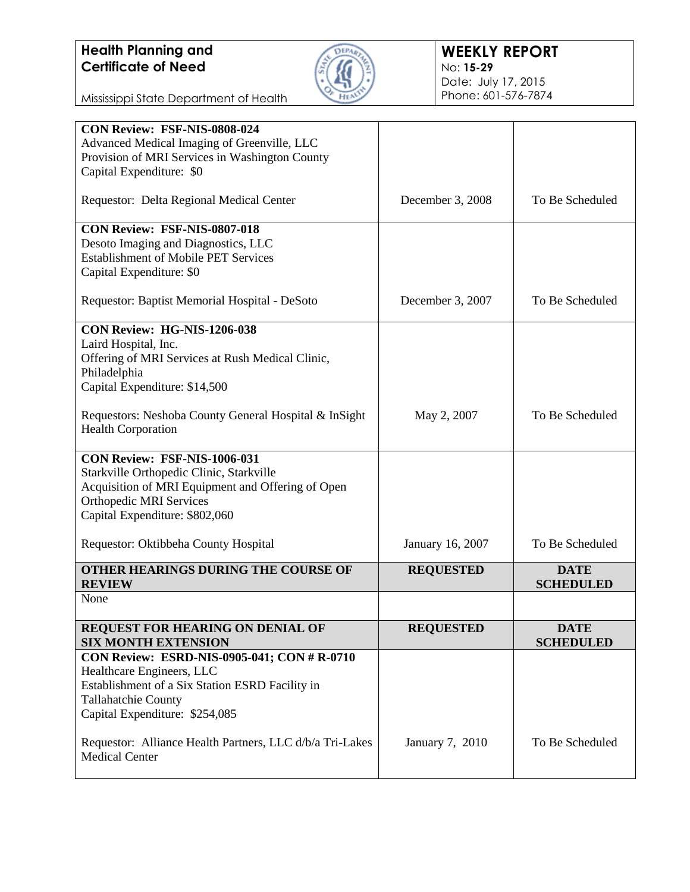Health Planning and Certificate of Need

Mississippi State Department of Health

**WEEKLY REPORT**
No: **15-29**
Date: July 17, 2015
Phone: 601-576-7874

| | | |
|---|---|---|
| **CON Review: FSF-NIS-0808-024**<br>Advanced Medical Imaging of Greenville, LLC<br>Provision of MRI Services in Washington County<br>Capital Expenditure: $0<br><br>Requestor: Delta Regional Medical Center | December 3, 2008 | To Be Scheduled |
| **CON Review: FSF-NIS-0807-018**<br>Desoto Imaging and Diagnostics, LLC<br>Establishment of Mobile PET Services<br>Capital Expenditure: $0<br><br>Requestor: Baptist Memorial Hospital - DeSoto | December 3, 2007 | To Be Scheduled |
| **CON Review: HG-NIS-1206-038**<br>Laird Hospital, Inc.<br>Offering of MRI Services at Rush Medical Clinic, Philadelphia<br>Capital Expenditure: $14,500<br><br>Requestors: Neshoba County General Hospital & InSight Health Corporation | May 2, 2007 | To Be Scheduled |
| **CON Review: FSF-NIS-1006-031**<br>Starkville Orthopedic Clinic, Starkville<br>Acquisition of MRI Equipment and Offering of Open Orthopedic MRI Services<br>Capital Expenditure: $802,060<br><br>Requestor: Oktibbeha County Hospital | January 16, 2007 | To Be Scheduled |
| **OTHER HEARINGS DURING THE COURSE OF REVIEW** | **REQUESTED** | **DATE SCHEDULED** |
| None | | |
| **REQUEST FOR HEARING ON DENIAL OF SIX MONTH EXTENSION** | **REQUESTED** | **DATE SCHEDULED** |
| **CON Review: ESRD-NIS-0905-041; CON # R-0710**<br>Healthcare Engineers, LLC<br>Establishment of a Six Station ESRD Facility in Tallahatchie County<br>Capital Expenditure: $254,085<br><br>Requestor: Alliance Health Partners, LLC d/b/a Tri-Lakes Medical Center | January 7, 2010 | To Be Scheduled |